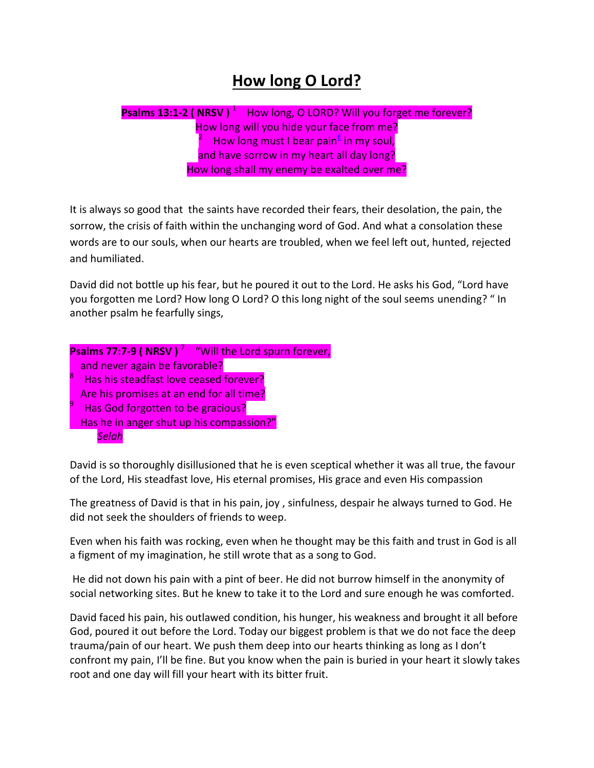# How long O Lord?

**Psalms 13:1-2 ( NRSV )** [1] How long, O LORD? Will you forget me forever?
How long will you hide your face from me?
[2] How long must I bear pain[f] in my soul,
and have sorrow in my heart all day long?
How long shall my enemy be exalted over me?

It is always so good that the saints have recorded their fears, their desolation, the pain, the sorrow, the crisis of faith within the unchanging word of God. And what a consolation these words are to our souls, when our hearts are troubled, when we feel left out, hunted, rejected and humiliated.

David did not bottle up his fear, but he poured it out to the Lord. He asks his God, "Lord have you forgotten me Lord? How long O Lord? O this long night of the soul seems unending? " In another psalm he fearfully sings,

**Psalms 77:7-9 ( NRSV )** [7] "Will the Lord spurn forever,
and never again be favorable?
[8] Has his steadfast love ceased forever?
Are his promises at an end for all time?
[9] Has God forgotten to be gracious?
Has he in anger shut up his compassion?"
*Selah*

David is so thoroughly disillusioned that he is even sceptical whether it was all true, the favour of the Lord, His steadfast love, His eternal promises, His grace and even His compassion

The greatness of David is that in his pain, joy , sinfulness, despair he always turned to God. He did not seek the shoulders of friends to weep.

Even when his faith was rocking, even when he thought may be this faith and trust in God is all a figment of my imagination, he still wrote that as a song to God.

He did not down his pain with a pint of beer. He did not burrow himself in the anonymity of social networking sites. But he knew to take it to the Lord and sure enough he was comforted.

David faced his pain, his outlawed condition, his hunger, his weakness and brought it all before God, poured it out before the Lord. Today our biggest problem is that we do not face the deep trauma/pain of our heart. We push them deep into our hearts thinking as long as I don't confront my pain, I'll be fine. But you know when the pain is buried in your heart it slowly takes root and one day will fill your heart with its bitter fruit.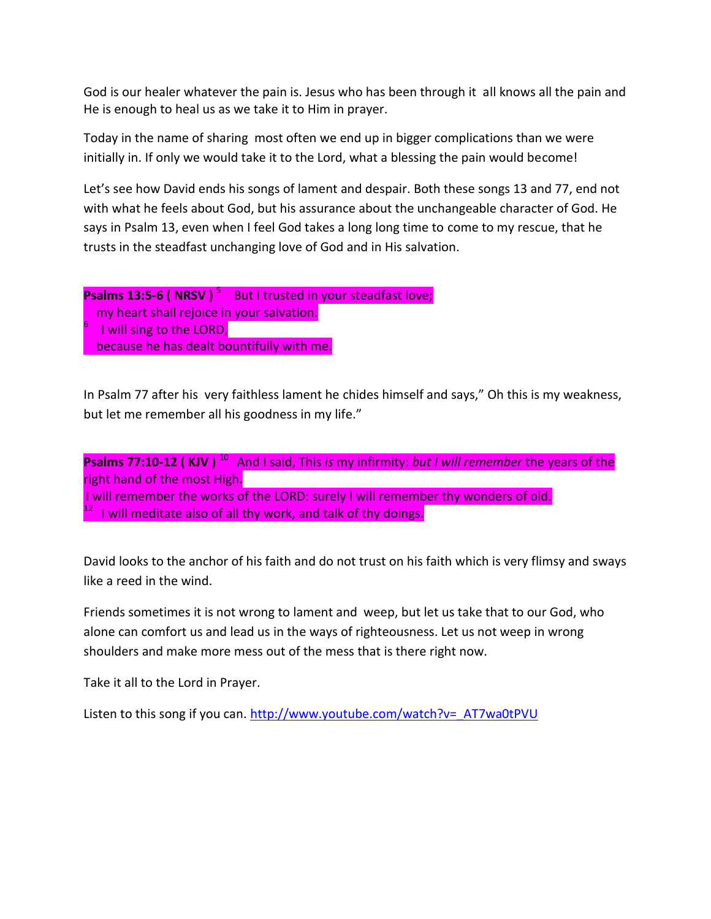God is our healer whatever the pain is. Jesus who has been through it all knows all the pain and He is enough to heal us as we take it to Him in prayer.

Today in the name of sharing most often we end up in bigger complications than we were initially in. If only we would take it to the Lord, what a blessing the pain would become!

Let's see how David ends his songs of lament and despair. Both these songs 13 and 77, end not with what he feels about God, but his assurance about the unchangeable character of God. He says in Psalm 13, even when I feel God takes a long long time to come to my rescue, that he trusts in the steadfast unchanging love of God and in His salvation.

**Psalms 13:5-6 ( NRSV )** [5] But I trusted in your steadfast love;
my heart shall rejoice in your salvation.
[6] I will sing to the LORD,
because he has dealt bountifully with me.

In Psalm 77 after his very faithless lament he chides himself and says," Oh this is my weakness, but let me remember all his goodness in my life."

**Psalms 77:10-12 ( KJV )** [10] And I said, This *is* my infirmity: *but I will remember* the years of the right hand of the most High.
I will remember the works of the LORD: surely I will remember thy wonders of old.
[12] I will meditate also of all thy work, and talk of thy doings.

David looks to the anchor of his faith and do not trust on his faith which is very flimsy and sways like a reed in the wind.

Friends sometimes it is not wrong to lament and weep, but let us take that to our God, who alone can comfort us and lead us in the ways of righteousness. Let us not weep in wrong shoulders and make more mess out of the mess that is there right now.

Take it all to the Lord in Prayer.

Listen to this song if you can. http://www.youtube.com/watch?v=_AT7wa0tPVU